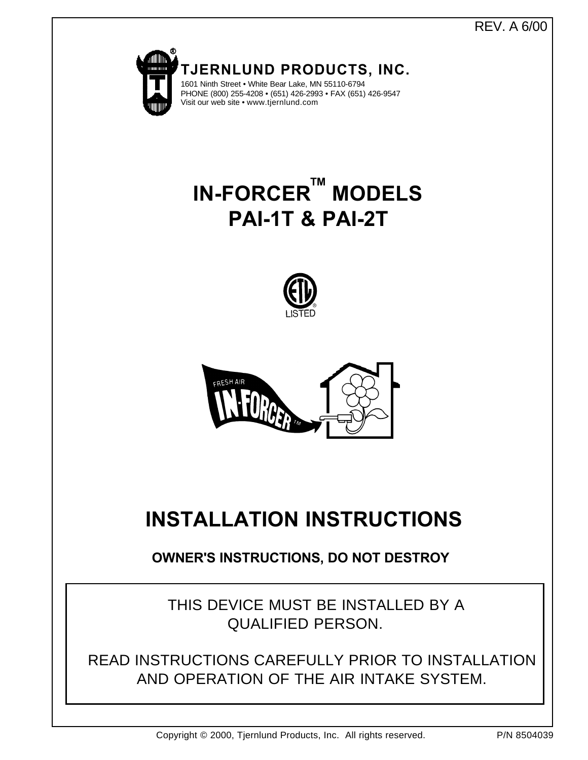REV. A 6/00

**TJERNLUND PRODUCTS, INC.**
1601 Ninth Street • White Bear Lake, MN 55110-6794
PHONE (800) 255-4208 • (651) 426-2993 • FAX (651) 426-9547
Visit our web site • www.tjernlund.com

# IN-FORCER™ MODELS PAI-1T & PAI-2T

LISTED

# INSTALLATION INSTRUCTIONS

**OWNER'S INSTRUCTIONS, DO NOT DESTROY**

THIS DEVICE MUST BE INSTALLED BY A QUALIFIED PERSON.

READ INSTRUCTIONS CAREFULLY PRIOR TO INSTALLATION AND OPERATION OF THE AIR INTAKE SYSTEM.

Copyright © 2000, Tjernlund Products, Inc. All rights reserved. P/N 8504039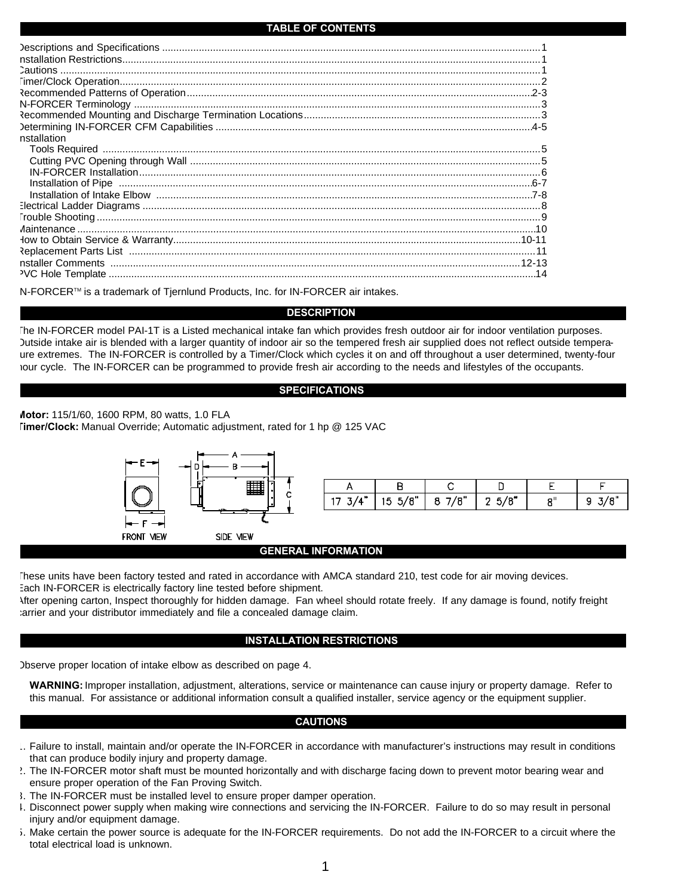## TABLE OF CONTENTS

Descriptions and Specifications ........................................................................ 1
Installation Restrictions........................................................................ 1
Cautions ........................................................................ 1
Timer/Clock Operation........................................................................ 2
Recommended Patterns of Operation........................................................................ 2-3
IN-FORCER Terminology ........................................................................ 3
Recommended Mounting and Discharge Termination Locations........................................................................ 3
Determining IN-FORCER CFM Capabilities ........................................................................ 4-5
Installation
- Tools Required ........................................................................ 5
- Cutting PVC Opening through Wall ........................................................................ 5
- IN-FORCER Installation........................................................................ 6
- Installation of Pipe ........................................................................ 6-7
- Installation of Intake Elbow ........................................................................ 7-8

Electrical Ladder Diagrams ........................................................................ 8
Trouble Shooting........................................................................ 9
Maintenance........................................................................ 10
How to Obtain Service & Warranty........................................................................ 10-11
Replacement Parts List ........................................................................ 11
Installer Comments ........................................................................ 12-13
PVC Hole Template ........................................................................ 14

IN-FORCER™ is a trademark of Tjernlund Products, Inc. for IN-FORCER air intakes.

## DESCRIPTION

The IN-FORCER model PAI-1T is a Listed mechanical intake fan which provides fresh outdoor air for indoor ventilation purposes. Outside intake air is blended with a larger quantity of indoor air so the tempered fresh air supplied does not reflect outside temperature extremes. The IN-FORCER is controlled by a Timer/Clock which cycles it on and off throughout a user determined, twenty-four hour cycle. The IN-FORCER can be programmed to provide fresh air according to the needs and lifestyles of the occupants.

## SPECIFICATIONS

**Motor:** 115/1/60, 1600 RPM, 80 watts, 1.0 FLA
**Timer/Clock:** Manual Override; Automatic adjustment, rated for 1 hp @ 125 VAC

FRONT VIEW SIDE VIEW

| A | B | C | D | E | F |
|---|---|---|---|---|---|
| 17 3/4" | 15 5/8" | 8 7/8" | 2 5/8" | 8" | 9 3/8" |

## GENERAL INFORMATION

These units have been factory tested and rated in accordance with AMCA standard 210, test code for air moving devices.
Each IN-FORCER is electrically factory line tested before shipment.
After opening carton, Inspect thoroughly for hidden damage. Fan wheel should rotate freely. If any damage is found, notify freight carrier and your distributor immediately and file a concealed damage claim.

## INSTALLATION RESTRICTIONS

Observe proper location of intake elbow as described on page 4.

**WARNING:** Improper installation, adjustment, alterations, service or maintenance can cause injury or property damage. Refer to this manual. For assistance or additional information consult a qualified installer, service agency or the equipment supplier.

## CAUTIONS

1. Failure to install, maintain and/or operate the IN-FORCER in accordance with manufacturer's instructions may result in conditions that can produce bodily injury and property damage.
2. The IN-FORCER motor shaft must be mounted horizontally and with discharge facing down to prevent motor bearing wear and ensure proper operation of the Fan Proving Switch.
3. The IN-FORCER must be installed level to ensure proper damper operation.
4. Disconnect power supply when making wire connections and servicing the IN-FORCER. Failure to do so may result in personal injury and/or equipment damage.
5. Make certain the power source is adequate for the IN-FORCER requirements. Do not add the IN-FORCER to a circuit where the total electrical load is unknown.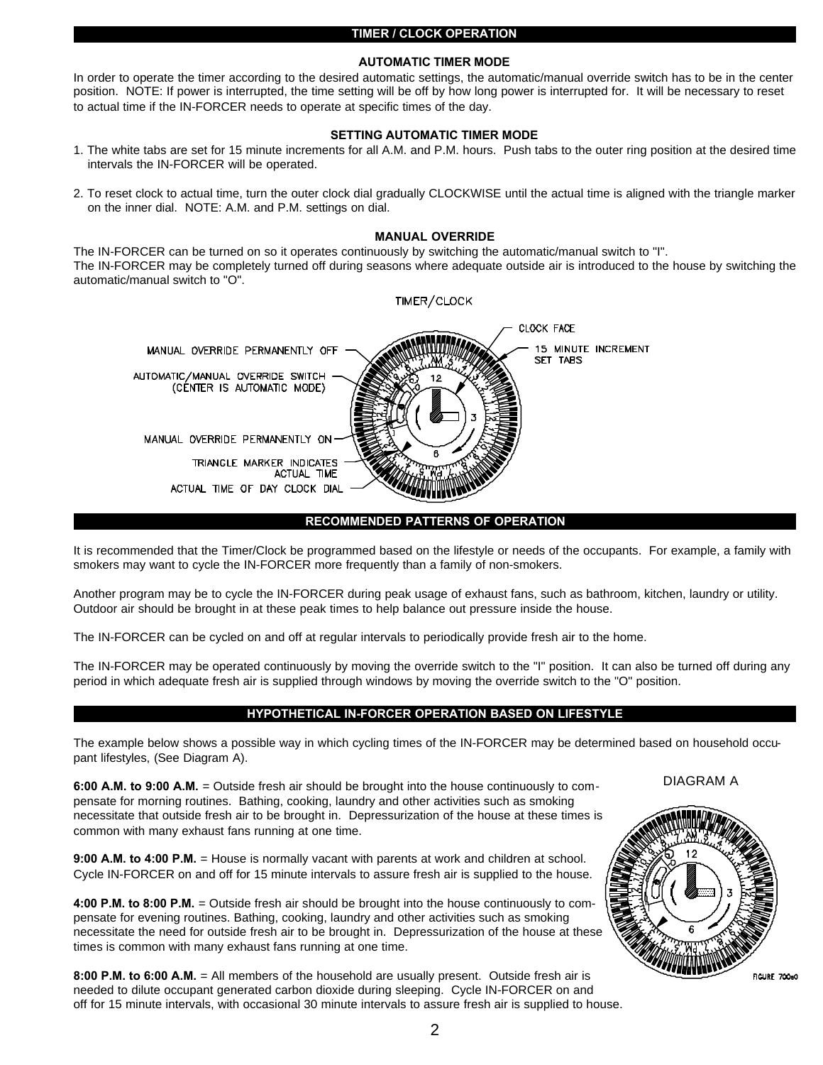## TIMER / CLOCK OPERATION

### AUTOMATIC TIMER MODE

In order to operate the timer according to the desired automatic settings, the automatic/manual override switch has to be in the center position. NOTE: If power is interrupted, the time setting will be off by how long power is interrupted for. It will be necessary to reset to actual time if the IN-FORCER needs to operate at specific times of the day.

### SETTING AUTOMATIC TIMER MODE

1. The white tabs are set for 15 minute increments for all A.M. and P.M. hours. Push tabs to the outer ring position at the desired time intervals the IN-FORCER will be operated.

2. To reset clock to actual time, turn the outer clock dial gradually CLOCKWISE until the actual time is aligned with the triangle marker on the inner dial. NOTE: A.M. and P.M. settings on dial.

### MANUAL OVERRIDE

The IN-FORCER can be turned on so it operates continuously by switching the automatic/manual switch to "I".
The IN-FORCER may be completely turned off during seasons where adequate outside air is introduced to the house by switching the automatic/manual switch to "O".

TIMER/CLOCK

CLOCK FACE
15 MINUTE INCREMENT SET TABS
MANUAL OVERRIDE PERMANENTLY OFF
AUTOMATIC/MANUAL OVERRIDE SWITCH (CENTER IS AUTOMATIC MODE)
MANUAL OVERRIDE PERMANENTLY ON
TRIANGLE MARKER INDICATES ACTUAL TIME
ACTUAL TIME OF DAY CLOCK DIAL

## RECOMMENDED PATTERNS OF OPERATION

It is recommended that the Timer/Clock be programmed based on the lifestyle or needs of the occupants. For example, a family with smokers may want to cycle the IN-FORCER more frequently than a family of non-smokers.

Another program may be to cycle the IN-FORCER during peak usage of exhaust fans, such as bathroom, kitchen, laundry or utility. Outdoor air should be brought in at these peak times to help balance out pressure inside the house.

The IN-FORCER can be cycled on and off at regular intervals to periodically provide fresh air to the home.

The IN-FORCER may be operated continuously by moving the override switch to the "I" position. It can also be turned off during any period in which adequate fresh air is supplied through windows by moving the override switch to the "O" position.

## HYPOTHETICAL IN-FORCER OPERATION BASED ON LIFESTYLE

The example below shows a possible way in which cycling times of the IN-FORCER may be determined based on household occupant lifestyles, (See Diagram A).

**6:00 A.M. to 9:00 A.M.** = Outside fresh air should be brought into the house continuously to compensate for morning routines. Bathing, cooking, laundry and other activities such as smoking necessitate that outside fresh air to be brought in. Depressurization of the house at these times is common with many exhaust fans running at one time.

**9:00 A.M. to 4:00 P.M.** = House is normally vacant with parents at work and children at school. Cycle IN-FORCER on and off for 15 minute intervals to assure fresh air is supplied to the house.

**4:00 P.M. to 8:00 P.M.** = Outside fresh air should be brought into the house continuously to compensate for evening routines. Bathing, cooking, laundry and other activities such as smoking necessitate the need for outside fresh air to be brought in. Depressurization of the house at these times is common with many exhaust fans running at one time.

**8:00 P.M. to 6:00 A.M.** = All members of the household are usually present. Outside fresh air is needed to dilute occupant generated carbon dioxide during sleeping. Cycle IN-FORCER on and off for 15 minute intervals, with occasional 30 minute intervals to assure fresh air is supplied to house.

DIAGRAM A

FIGURE 700a0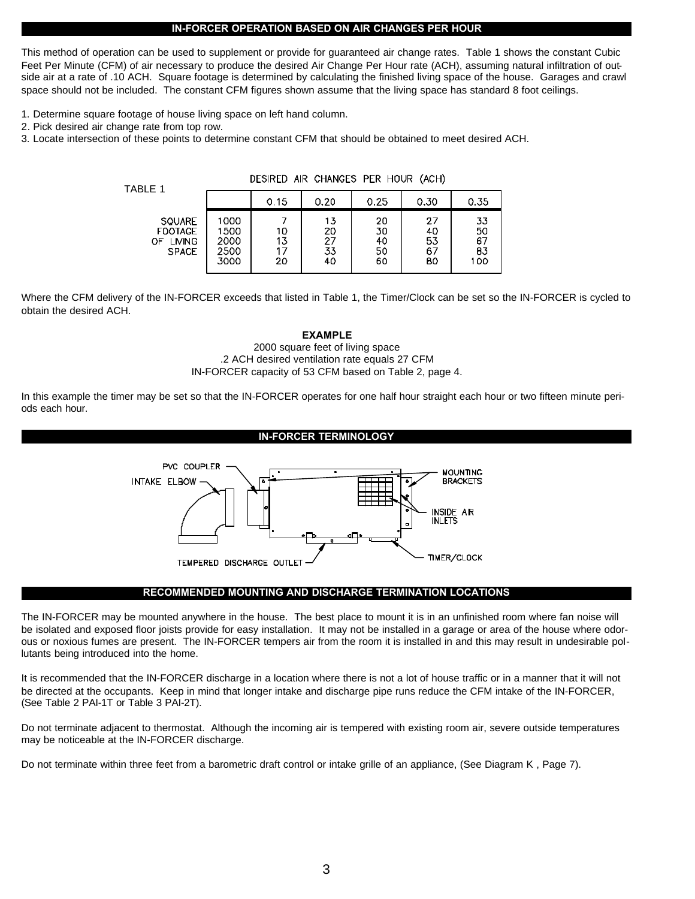## IN-FORCER OPERATION BASED ON AIR CHANGES PER HOUR

This method of operation can be used to supplement or provide for guaranteed air change rates. Table 1 shows the constant Cubic Feet Per Minute (CFM) of air necessary to produce the desired Air Change Per Hour rate (ACH), assuming natural infiltration of outside air at a rate of .10 ACH. Square footage is determined by calculating the finished living space of the house. Garages and crawl space should not be included. The constant CFM figures shown assume that the living space has standard 8 foot ceilings.

1. Determine square footage of house living space on left hand column.
2. Pick desired air change rate from top row.
3. Locate intersection of these points to determine constant CFM that should be obtained to meet desired ACH.

TABLE 1

| | | DESIRED AIR CHANGES PER HOUR (ACH) | | | | |
|---|---|---|---|---|---|---|
| | | 0.15 | 0.20 | 0.25 | 0.30 | 0.35 |
| SQUARE FOOTAGE OF LIVING SPACE | 1000 | 7 | 13 | 20 | 27 | 33 |
| | 1500 | 10 | 20 | 30 | 40 | 50 |
| | 2000 | 13 | 27 | 40 | 53 | 67 |
| | 2500 | 17 | 33 | 50 | 67 | 83 |
| | 3000 | 20 | 40 | 60 | 80 | 100 |

Where the CFM delivery of the IN-FORCER exceeds that listed in Table 1, the Timer/Clock can be set so the IN-FORCER is cycled to obtain the desired ACH.

**EXAMPLE**

2000 square feet of living space
.2 ACH desired ventilation rate equals 27 CFM
IN-FORCER capacity of 53 CFM based on Table 2, page 4.

In this example the timer may be set so that the IN-FORCER operates for one half hour straight each hour or two fifteen minute periods each hour.

## IN-FORCER TERMINOLOGY

PVC COUPLER
INTAKE ELBOW
MOUNTING BRACKETS
INSIDE AIR INLETS
TEMPERED DISCHARGE OUTLET
TIMER/CLOCK

## RECOMMENDED MOUNTING AND DISCHARGE TERMINATION LOCATIONS

The IN-FORCER may be mounted anywhere in the house. The best place to mount it is in an unfinished room where fan noise will be isolated and exposed floor joists provide for easy installation. It may not be installed in a garage or area of the house where odorous or noxious fumes are present. The IN-FORCER tempers air from the room it is installed in and this may result in undesirable pollutants being introduced into the home.

It is recommended that the IN-FORCER discharge in a location where there is not a lot of house traffic or in a manner that it will not be directed at the occupants. Keep in mind that longer intake and discharge pipe runs reduce the CFM intake of the IN-FORCER, (See Table 2 PAI-1T or Table 3 PAI-2T).

Do not terminate adjacent to thermostat. Although the incoming air is tempered with existing room air, severe outside temperatures may be noticeable at the IN-FORCER discharge.

Do not terminate within three feet from a barometric draft control or intake grille of an appliance, (See Diagram K , Page 7).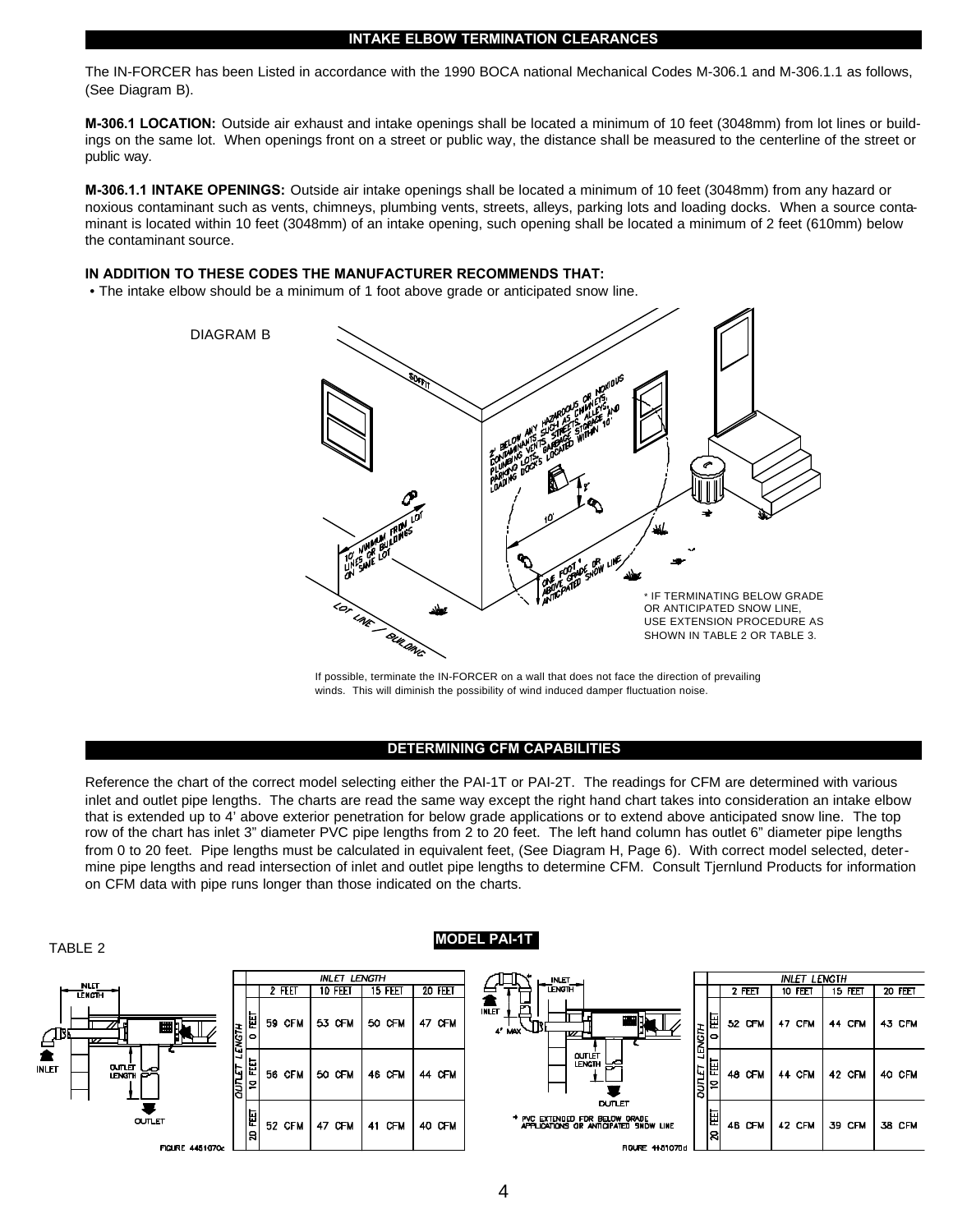## INTAKE ELBOW TERMINATION CLEARANCES

The IN-FORCER has been Listed in accordance with the 1990 BOCA national Mechanical Codes M-306.1 and M-306.1.1 as follows, (See Diagram B).

**M-306.1 LOCATION:** Outside air exhaust and intake openings shall be located a minimum of 10 feet (3048mm) from lot lines or buildings on the same lot. When openings front on a street or public way, the distance shall be measured to the centerline of the street or public way.

**M-306.1.1 INTAKE OPENINGS:** Outside air intake openings shall be located a minimum of 10 feet (3048mm) from any hazard or noxious contaminant such as vents, chimneys, plumbing vents, streets, alleys, parking lots and loading docks. When a source contaminant is located within 10 feet (3048mm) of an intake opening, such opening shall be located a minimum of 2 feet (610mm) below the contaminant source.

**IN ADDITION TO THESE CODES THE MANUFACTURER RECOMMENDS THAT:**

- The intake elbow should be a minimum of 1 foot above grade or anticipated snow line.

DIAGRAM B

SOFFIT

2' BELOW ANY HAZARDOUS OR NOXIOUS CONTAMINANTS SUCH AS CHIMNEYS, PLUMBING VENTS, STREETS, ALLEYS, PARKING LOTS, GARBAGE STORAGE AND LOADING DOCKS LOCATED WITHIN 10'

10' MINIMUM FROM LOT LINES OR BUILDINGS ON SAME LOT

ONE FOOT * ABOVE GRADE OR ANTICIPATED SNOW LINE

LOT LINE / BUILDING

\* IF TERMINATING BELOW GRADE OR ANTICIPATED SNOW LINE, USE EXTENSION PROCEDURE AS SHOWN IN TABLE 2 OR TABLE 3.

If possible, terminate the IN-FORCER on a wall that does not face the direction of prevailing winds. This will diminish the possibility of wind induced damper fluctuation noise.

## DETERMINING CFM CAPABILITIES

Reference the chart of the correct model selecting either the PAI-1T or PAI-2T. The readings for CFM are determined with various inlet and outlet pipe lengths. The charts are read the same way except the right hand chart takes into consideration an intake elbow that is extended up to 4' above exterior penetration for below grade applications or to extend above anticipated snow line. The top row of the chart has inlet 3" diameter PVC pipe lengths from 2 to 20 feet. The left hand column has outlet 6" diameter pipe lengths from 0 to 20 feet. Pipe lengths must be calculated in equivalent feet, (See Diagram H, Page 6). With correct model selected, determine pipe lengths and read intersection of inlet and outlet pipe lengths to determine CFM. Consult Tjernlund Products for information on CFM data with pipe runs longer than those indicated on the charts.

TABLE 2

**MODEL PAI-1T**

FIGURE 4451070c

| OUTLET LENGTH | INLET LENGTH 2 FEET | 10 FEET | 15 FEET | 20 FEET |
|---|---|---|---|---|
| 0 FEET | 59 CFM | 53 CFM | 50 CFM | 47 CFM |
| 10 FEET | 56 CFM | 50 CFM | 46 CFM | 44 CFM |
| 20 FEET | 52 CFM | 47 CFM | 41 CFM | 40 CFM |

\* PVC EXTENDED FOR BELOW GRADE APPLICATIONS OR ANTICIPATED SNOW LINE

FIGURE 4451070d

| OUTLET LENGTH | INLET LENGTH 2 FEET | 10 FEET | 15 FEET | 20 FEET |
|---|---|---|---|---|
| 0 FEET | 52 CFM | 47 CFM | 44 CFM | 43 CFM |
| 10 FEET | 48 CFM | 44 CFM | 42 CFM | 40 CFM |
| 20 FEET | 46 CFM | 42 CFM | 39 CFM | 38 CFM |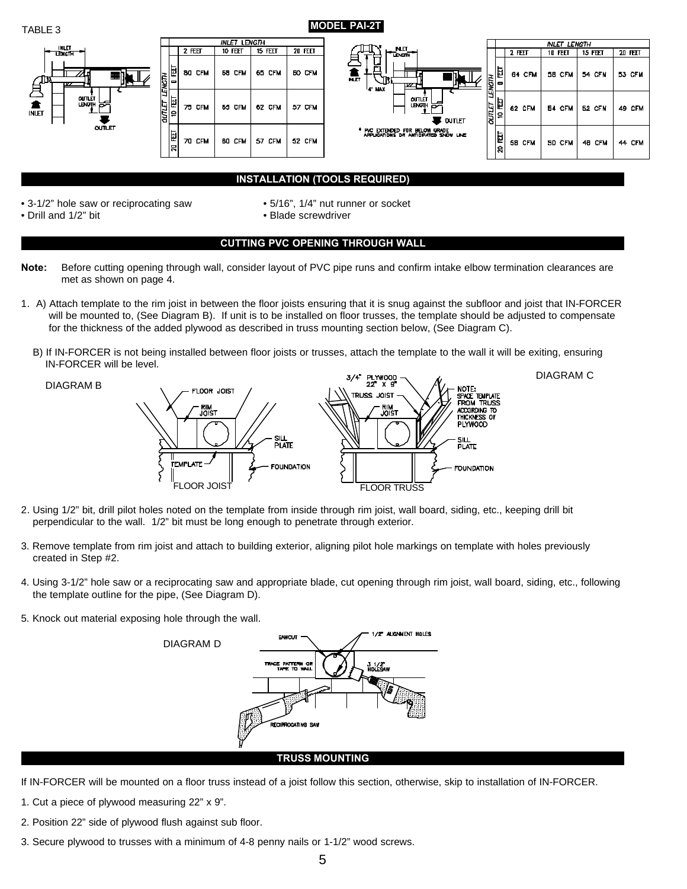TABLE 3

**MODEL PAI-2T**

| | | INLET LENGTH | | | |
|---|---|---|---|---|---|
| | | 2 FEET | 10 FEET | 15 FEET | 20 FEET |
| OUTLET LENGTH | 0 FEET | 80 CFM | 68 CFM | 65 CFM | 60 CFM |
| | 10 FEET | 75 CFM | 65 CFM | 62 CFM | 57 CFM |
| | 20 FEET | 70 CFM | 60 CFM | 57 CFM | 52 CFM |

\* PVC EXTENDED FOR BELOW GRADE APPLICATIONS OR ANTICIPATED SNOW LINE

| | | INLET LENGTH | | | |
|---|---|---|---|---|---|
| | | 2 FEET | 10 FEET | 15 FEET | 20 FEET |
| OUTLET LENGTH | 0 FEET | 64 CFM | 58 CFM | 54 CFM | 53 CFM |
| | 10 FEET | 62 CFM | 54 CFM | 52 CFM | 49 CFM |
| | 20 FEET | 58 CFM | 50 CFM | 48 CFM | 44 CFM |

## INSTALLATION (TOOLS REQUIRED)

- 3-1/2" hole saw or reciprocating saw
- Drill and 1/2" bit
- 5/16", 1/4" nut runner or socket
- Blade screwdriver

## CUTTING PVC OPENING THROUGH WALL

**Note:** Before cutting opening through wall, consider layout of PVC pipe runs and confirm intake elbow termination clearances are met as shown on page 4.

1. A) Attach template to the rim joist in between the floor joists ensuring that it is snug against the subfloor and joist that IN-FORCER will be mounted to, (See Diagram B). If unit is to be installed on floor trusses, the template should be adjusted to compensate for the thickness of the added plywood as described in truss mounting section below, (See Diagram C).

   B) If IN-FORCER is not being installed between floor joists or trusses, attach the template to the wall it will be exiting, ensuring IN-FORCER will be level.

DIAGRAM B — FLOOR JOIST

DIAGRAM C — FLOOR TRUSS

2. Using 1/2" bit, drill pilot holes noted on the template from inside through rim joist, wall board, siding, etc., keeping drill bit perpendicular to the wall. 1/2" bit must be long enough to penetrate through exterior.

3. Remove template from rim joist and attach to building exterior, aligning pilot hole markings on template with holes previously created in Step #2.

4. Using 3-1/2" hole saw or a reciprocating saw and appropriate blade, cut opening through rim joist, wall board, siding, etc., following the template outline for the pipe, (See Diagram D).

5. Knock out material exposing hole through the wall.

DIAGRAM D

## TRUSS MOUNTING

If IN-FORCER will be mounted on a floor truss instead of a joist follow this section, otherwise, skip to installation of IN-FORCER.

1. Cut a piece of plywood measuring 22" x 9".

2. Position 22" side of plywood flush against sub floor.

3. Secure plywood to trusses with a minimum of 4-8 penny nails or 1-1/2" wood screws.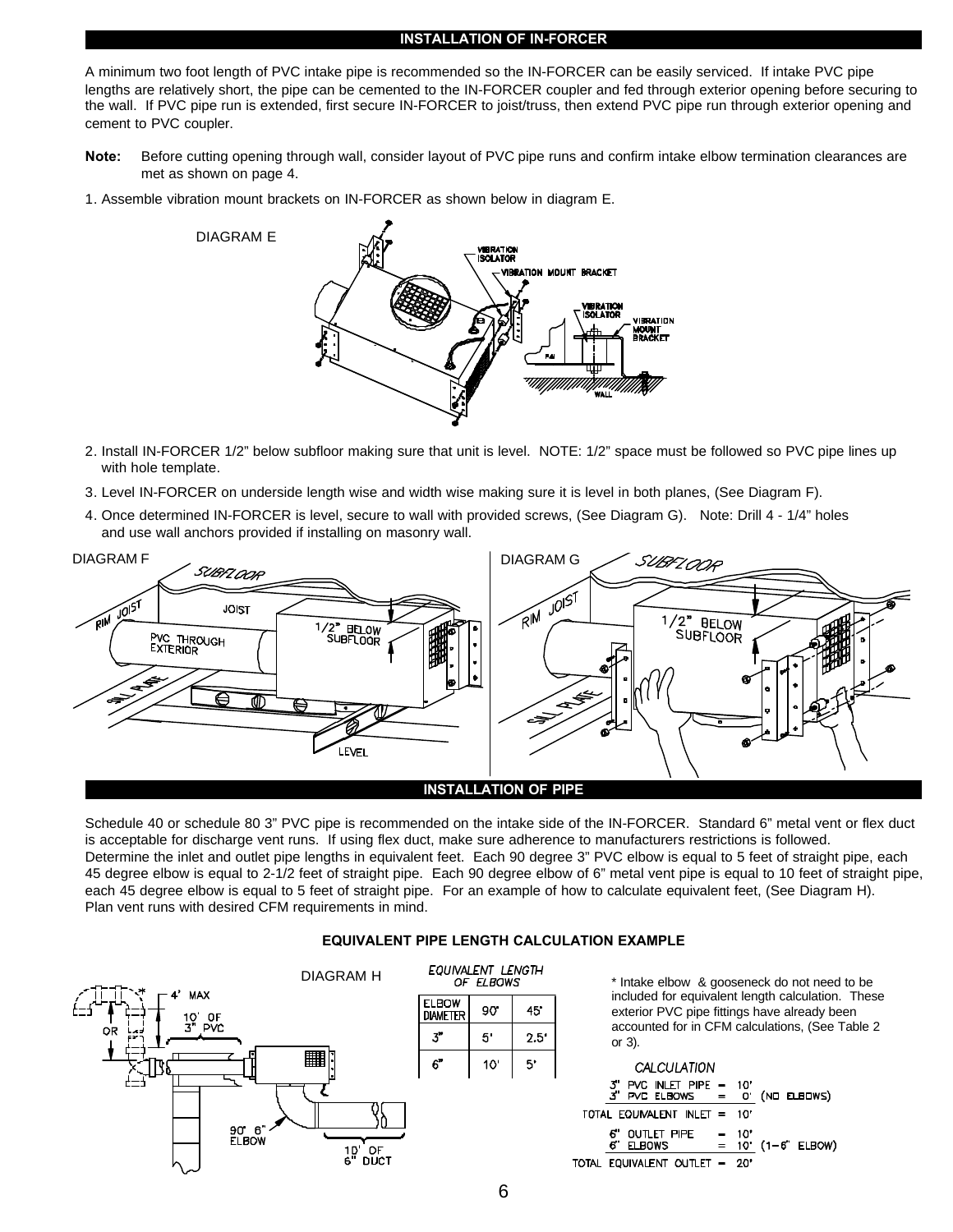## INSTALLATION OF IN-FORCER

A minimum two foot length of PVC intake pipe is recommended so the IN-FORCER can be easily serviced. If intake PVC pipe lengths are relatively short, the pipe can be cemented to the IN-FORCER coupler and fed through exterior opening before securing to the wall. If PVC pipe run is extended, first secure IN-FORCER to joist/truss, then extend PVC pipe run through exterior opening and cement to PVC coupler.

**Note:** Before cutting opening through wall, consider layout of PVC pipe runs and confirm intake elbow termination clearances are met as shown on page 4.

1. Assemble vibration mount brackets on IN-FORCER as shown below in diagram E.

DIAGRAM E

2. Install IN-FORCER 1/2" below subfloor making sure that unit is level. NOTE: 1/2" space must be followed so PVC pipe lines up with hole template.
3. Level IN-FORCER on underside length wise and width wise making sure it is level in both planes, (See Diagram F).
4. Once determined IN-FORCER is level, secure to wall with provided screws, (See Diagram G). Note: Drill 4 - 1/4" holes and use wall anchors provided if installing on masonry wall.

DIAGRAM F

DIAGRAM G

## INSTALLATION OF PIPE

Schedule 40 or schedule 80 3" PVC pipe is recommended on the intake side of the IN-FORCER. Standard 6" metal vent or flex duct is acceptable for discharge vent runs. If using flex duct, make sure adherence to manufacturers restrictions is followed.
Determine the inlet and outlet pipe lengths in equivalent feet. Each 90 degree 3" PVC elbow is equal to 5 feet of straight pipe, each 45 degree elbow is equal to 2-1/2 feet of straight pipe. Each 90 degree elbow of 6" metal vent pipe is equal to 10 feet of straight pipe, each 45 degree elbow is equal to 5 feet of straight pipe. For an example of how to calculate equivalent feet, (See Diagram H).
Plan vent runs with desired CFM requirements in mind.

### EQUIVALENT PIPE LENGTH CALCULATION EXAMPLE

DIAGRAM H

**EQUIVALENT LENGTH OF ELBOWS**

| ELBOW DIAMETER | 90° | 45° |
|---|---|---|
| 3" | 5' | 2.5' |
| 6" | 10' | 5' |

\* Intake elbow & gooseneck do not need to be included for equivalent length calculation. These exterior PVC pipe fittings have already been accounted for in CFM calculations, (See Table 2 or 3).

**CALCULATION**

| | | |
|---|---|---|
| 3" PVC INLET PIPE | = 10' | |
| 3" PVC ELBOWS | = 0' | (NO ELBOWS) |
| TOTAL EQUIVALENT INLET | = 10' | |
| 6" OUTLET PIPE | = 10' | |
| 6" ELBOWS | = 10' | (1-6" ELBOW) |
| TOTAL EQUIVALENT OUTLET | = 20' | |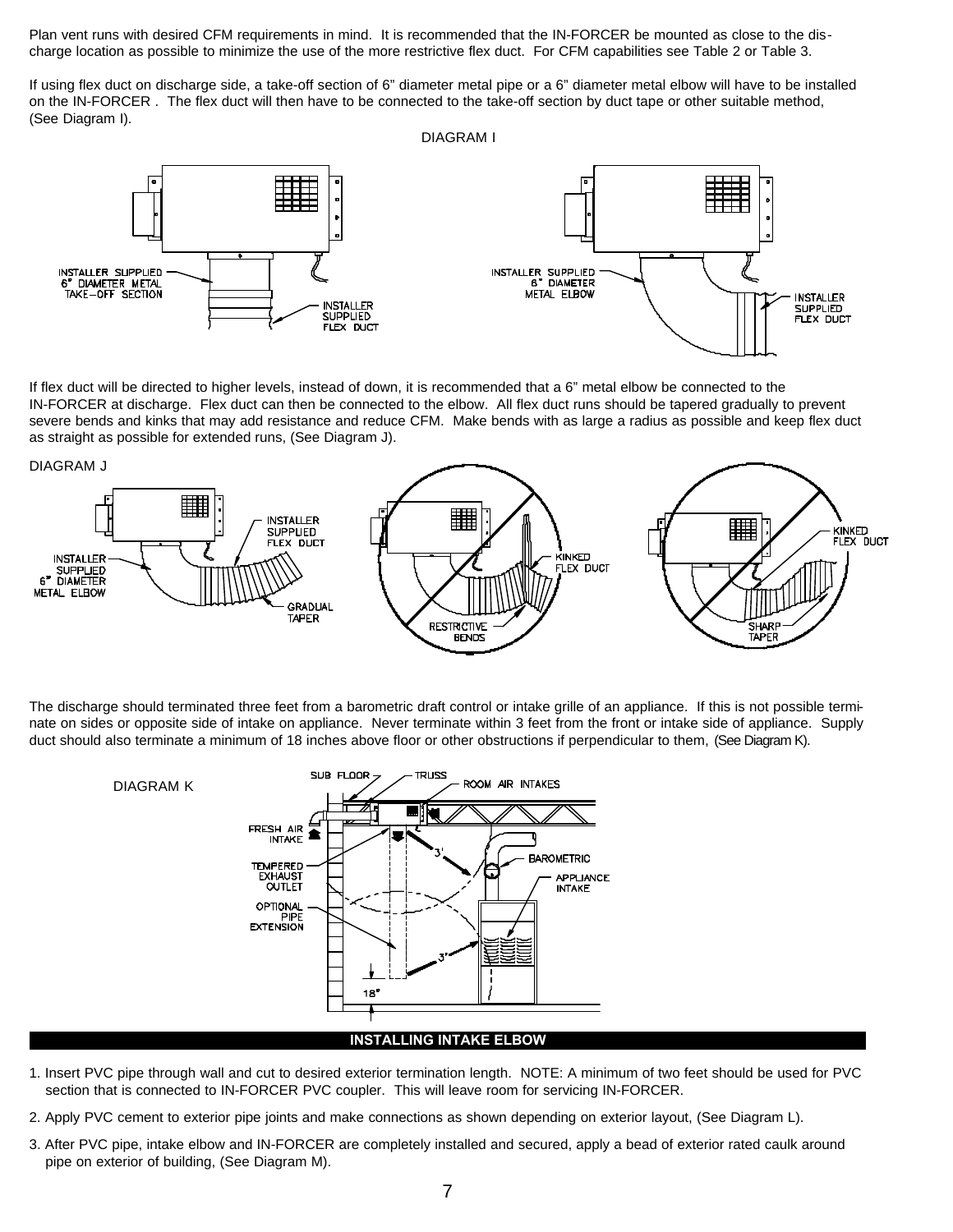Plan vent runs with desired CFM requirements in mind. It is recommended that the IN-FORCER be mounted as close to the discharge location as possible to minimize the use of the more restrictive flex duct. For CFM capabilities see Table 2 or Table 3.

If using flex duct on discharge side, a take-off section of 6" diameter metal pipe or a 6" diameter metal elbow will have to be installed on the IN-FORCER . The flex duct will then have to be connected to the take-off section by duct tape or other suitable method, (See Diagram I).

DIAGRAM I

INSTALLER SUPPLIED 6" DIAMETER METAL TAKE-OFF SECTION

INSTALLER SUPPLIED FLEX DUCT

INSTALLER SUPPLIED 6" DIAMETER METAL ELBOW

INSTALLER SUPPLIED FLEX DUCT

If flex duct will be directed to higher levels, instead of down, it is recommended that a 6" metal elbow be connected to the IN-FORCER at discharge. Flex duct can then be connected to the elbow. All flex duct runs should be tapered gradually to prevent severe bends and kinks that may add resistance and reduce CFM. Make bends with as large a radius as possible and keep flex duct as straight as possible for extended runs, (See Diagram J).

DIAGRAM J

INSTALLER SUPPLIED 6" DIAMETER METAL ELBOW

INSTALLER SUPPLIED FLEX DUCT

GRADUAL TAPER

KINKED FLEX DUCT

RESTRICTIVE BENDS

KINKED FLEX DUCT

SHARP TAPER

The discharge should terminated three feet from a barometric draft control or intake grille of an appliance. If this is not possible terminate on sides or opposite side of intake on appliance. Never terminate within 3 feet from the front or intake side of appliance. Supply duct should also terminate a minimum of 18 inches above floor or other obstructions if perpendicular to them, (See Diagram K).

DIAGRAM K

SUB FLOOR

TRUSS

ROOM AIR INTAKES

FRESH AIR INTAKE

TEMPERED EXHAUST OUTLET

OPTIONAL PIPE EXTENSION

BAROMETRIC

APPLIANCE INTAKE

3'

3'

18"

## INSTALLING INTAKE ELBOW

1. Insert PVC pipe through wall and cut to desired exterior termination length. NOTE: A minimum of two feet should be used for PVC section that is connected to IN-FORCER PVC coupler. This will leave room for servicing IN-FORCER.
2. Apply PVC cement to exterior pipe joints and make connections as shown depending on exterior layout, (See Diagram L).
3. After PVC pipe, intake elbow and IN-FORCER are completely installed and secured, apply a bead of exterior rated caulk around pipe on exterior of building, (See Diagram M).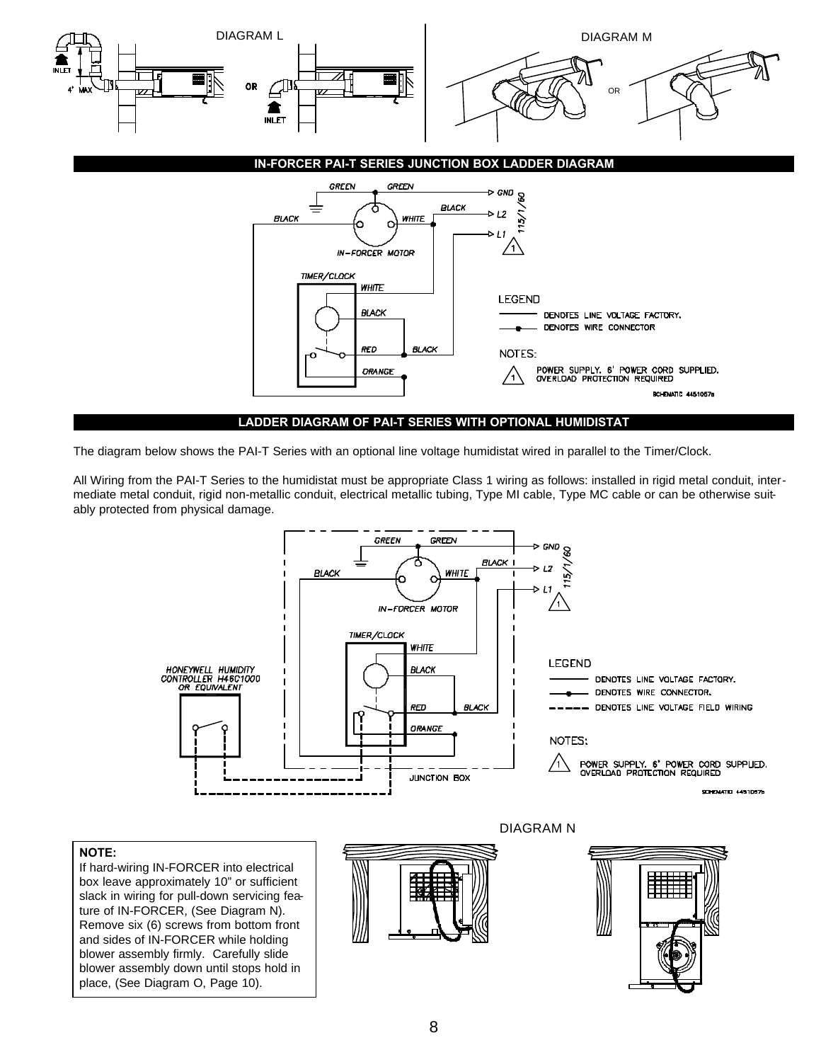DIAGRAM L

DIAGRAM M

## IN-FORCER PAI-T SERIES JUNCTION BOX LADDER DIAGRAM

GREEN GREEN GND
BLACK L2 115/1/60
BLACK WHITE L1
IN-FORCER MOTOR
TIMER/CLOCK
WHITE
BLACK
RED BLACK
ORANGE

LEGEND
DENOTES LINE VOLTAGE FACTORY.
DENOTES WIRE CONNECTOR

NOTES:
1 POWER SUPPLY. 6' POWER CORD SUPPLIED. OVERLOAD PROTECTION REQUIRED

SCHEMATIC 4451057B

## LADDER DIAGRAM OF PAI-T SERIES WITH OPTIONAL HUMIDISTAT

The diagram below shows the PAI-T Series with an optional line voltage humidistat wired in parallel to the Timer/Clock.

All Wiring from the PAI-T Series to the humidistat must be appropriate Class 1 wiring as follows: installed in rigid metal conduit, intermediate metal conduit, rigid non-metallic conduit, electrical metallic tubing, Type MI cable, Type MC cable or can be otherwise suitably protected from physical damage.

HONEYWELL HUMIDITY CONTROLLER H46C1000 OR EQUIVALENT

JUNCTION BOX

LEGEND
DENOTES LINE VOLTAGE FACTORY.
DENOTES WIRE CONNECTOR.
DENOTES LINE VOLTAGE FIELD WIRING

NOTES:
1 POWER SUPPLY. 6' POWER CORD SUPPLIED. OVERLOAD PROTECTION REQUIRED

SCHEMATIC 4451057B

DIAGRAM N

**NOTE:**
If hard-wiring IN-FORCER into electrical box leave approximately 10" or sufficient slack in wiring for pull-down servicing feature of IN-FORCER, (See Diagram N). Remove six (6) screws from bottom front and sides of IN-FORCER while holding blower assembly firmly. Carefully slide blower assembly down until stops hold in place, (See Diagram O, Page 10).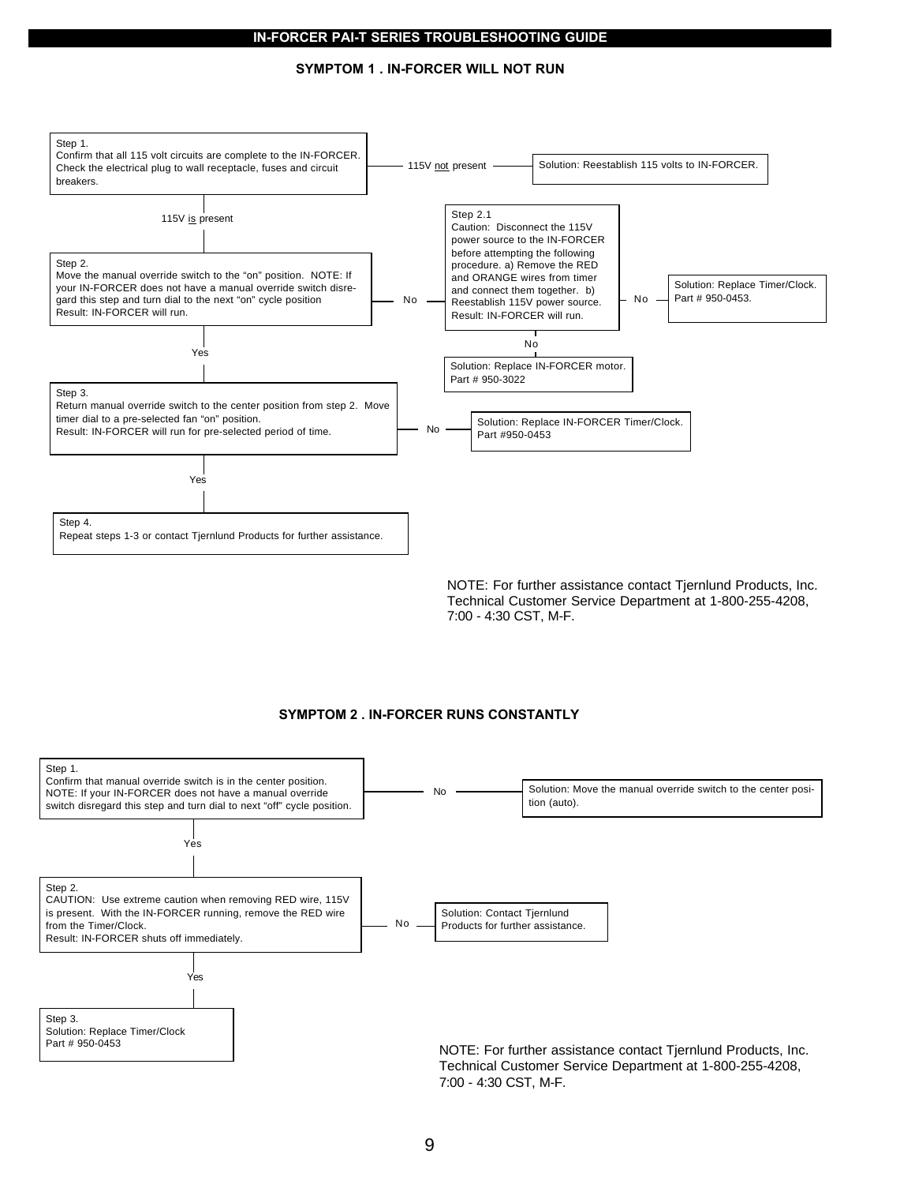## IN-FORCER PAI-T SERIES TROUBLESHOOTING GUIDE

### SYMPTOM 1 . IN-FORCER WILL NOT RUN

**Step 1.**
Confirm that all 115 volt circuits are complete to the IN-FORCER. Check the electrical plug to wall receptacle, fuses and circuit breakers.

- 115V not present → Solution: Reestablish 115 volts to IN-FORCER.
- 115V is present → Step 2.

**Step 2.**
Move the manual override switch to the "on" position. NOTE: If your IN-FORCER does not have a manual override switch disregard this step and turn dial to the next "on" cycle position
Result: IN-FORCER will run.

- No → Step 2.1
- Yes → Step 3.

**Step 2.1**
Caution: Disconnect the 115V power source to the IN-FORCER before attempting the following procedure. a) Remove the RED and ORANGE wires from timer and connect them together. b) Reestablish 115V power source.
Result: IN-FORCER will run.

- No → Solution: Replace IN-FORCER motor. Part # 950-3022
- No → Solution: Replace Timer/Clock. Part # 950-0453.

**Step 3.**
Return manual override switch to the center position from step 2. Move timer dial to a pre-selected fan "on" position.
Result: IN-FORCER will run for pre-selected period of time.

- No → Solution: Replace IN-FORCER Timer/Clock. Part #950-0453
- Yes → Step 4.

**Step 4.**
Repeat steps 1-3 or contact Tjernlund Products for further assistance.

NOTE: For further assistance contact Tjernlund Products, Inc. Technical Customer Service Department at 1-800-255-4208, 7:00 - 4:30 CST, M-F.

### SYMPTOM 2 . IN-FORCER RUNS CONSTANTLY

**Step 1.**
Confirm that manual override switch is in the center position. NOTE: If your IN-FORCER does not have a manual override switch disregard this step and turn dial to next "off" cycle position.

- No → Solution: Move the manual override switch to the center position (auto).
- Yes → Step 2.

**Step 2.**
CAUTION: Use extreme caution when removing RED wire, 115V is present. With the IN-FORCER running, remove the RED wire from the Timer/Clock.
Result: IN-FORCER shuts off immediately.

- No → Solution: Contact Tjernlund Products for further assistance.
- Yes → Step 3.

**Step 3.**
Solution: Replace Timer/Clock Part # 950-0453

NOTE: For further assistance contact Tjernlund Products, Inc. Technical Customer Service Department at 1-800-255-4208, 7:00 - 4:30 CST, M-F.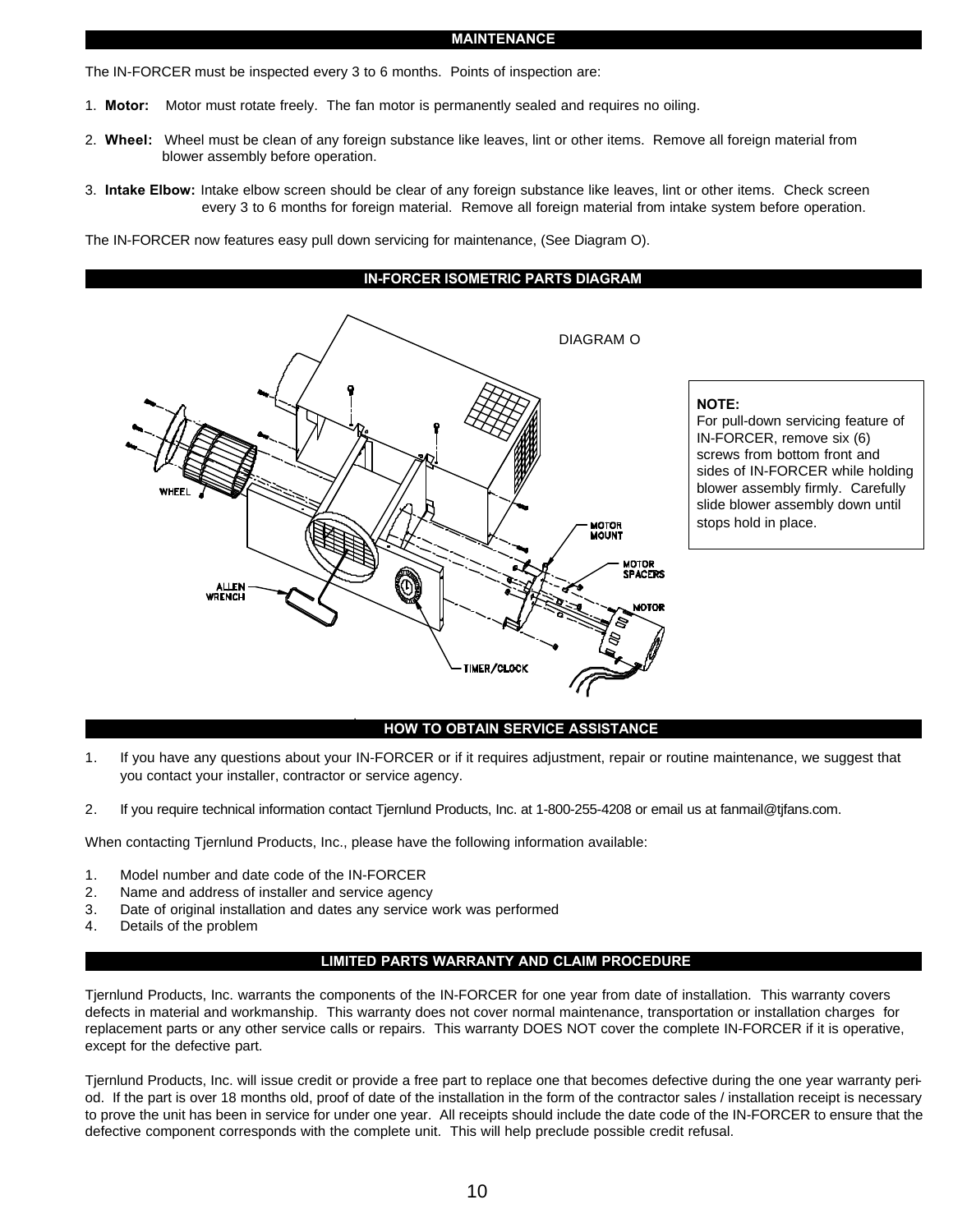## MAINTENANCE

The IN-FORCER must be inspected every 3 to 6 months. Points of inspection are:

1. **Motor:** Motor must rotate freely. The fan motor is permanently sealed and requires no oiling.

2. **Wheel:** Wheel must be clean of any foreign substance like leaves, lint or other items. Remove all foreign material from blower assembly before operation.

3. **Intake Elbow:** Intake elbow screen should be clear of any foreign substance like leaves, lint or other items. Check screen every 3 to 6 months for foreign material. Remove all foreign material from intake system before operation.

The IN-FORCER now features easy pull down servicing for maintenance, (See Diagram O).

## IN-FORCER ISOMETRIC PARTS DIAGRAM

DIAGRAM O

WHEEL

ALLEN WRENCH

TIMER/CLOCK

MOTOR MOUNT

MOTOR SPACERS

MOTOR

**NOTE:**
For pull-down servicing feature of IN-FORCER, remove six (6) screws from bottom front and sides of IN-FORCER while holding blower assembly firmly. Carefully slide blower assembly down until stops hold in place.

## HOW TO OBTAIN SERVICE ASSISTANCE

1. If you have any questions about your IN-FORCER or if it requires adjustment, repair or routine maintenance, we suggest that you contact your installer, contractor or service agency.

2. If you require technical information contact Tjernlund Products, Inc. at 1-800-255-4208 or email us at fanmail@tjfans.com.

When contacting Tjernlund Products, Inc., please have the following information available:

1. Model number and date code of the IN-FORCER
2. Name and address of installer and service agency
3. Date of original installation and dates any service work was performed
4. Details of the problem

## LIMITED PARTS WARRANTY AND CLAIM PROCEDURE

Tjernlund Products, Inc. warrants the components of the IN-FORCER for one year from date of installation. This warranty covers defects in material and workmanship. This warranty does not cover normal maintenance, transportation or installation charges for replacement parts or any other service calls or repairs. This warranty DOES NOT cover the complete IN-FORCER if it is operative, except for the defective part.

Tjernlund Products, Inc. will issue credit or provide a free part to replace one that becomes defective during the one year warranty period. If the part is over 18 months old, proof of date of the installation in the form of the contractor sales / installation receipt is necessary to prove the unit has been in service for under one year. All receipts should include the date code of the IN-FORCER to ensure that the defective component corresponds with the complete unit. This will help preclude possible credit refusal.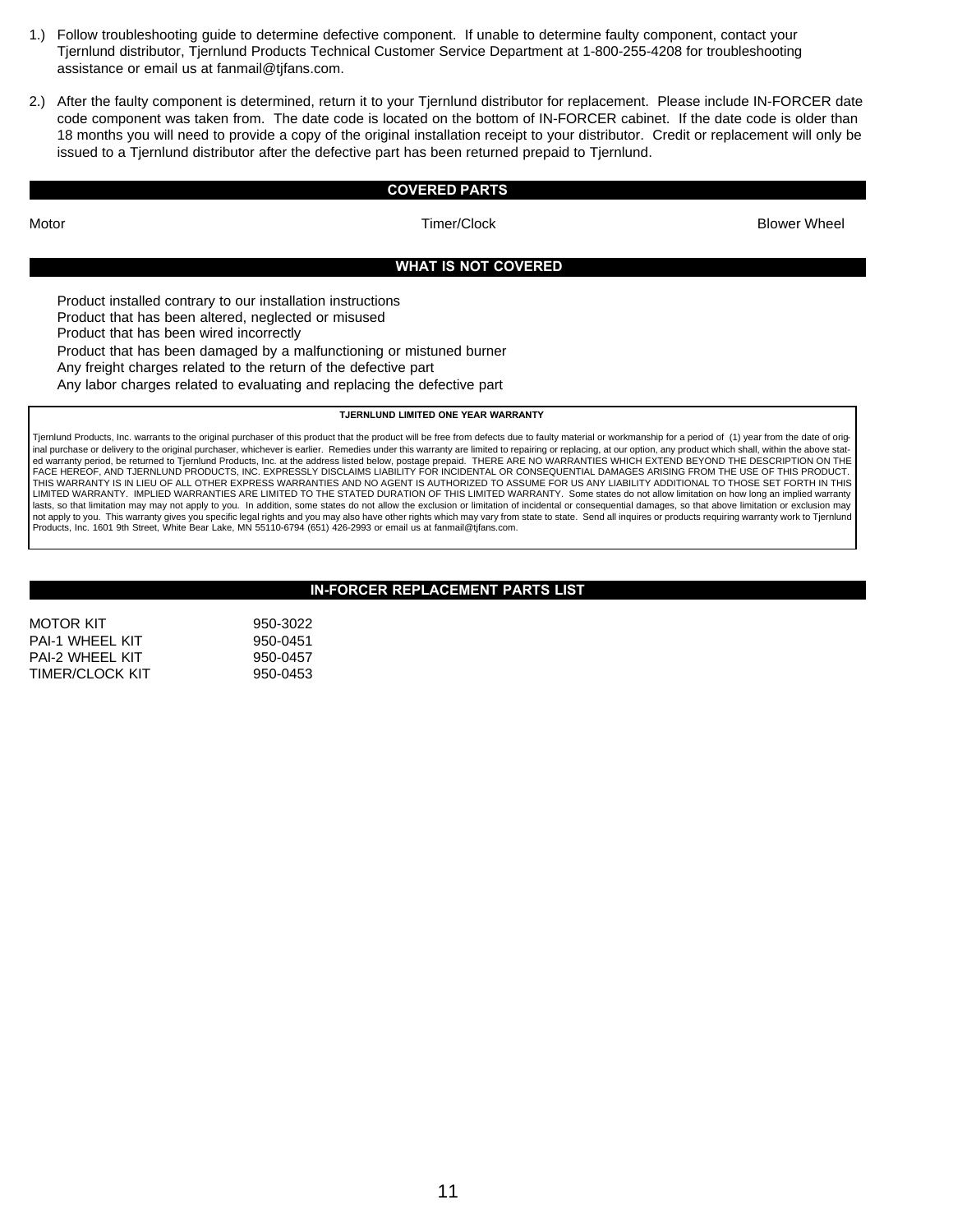1.) Follow troubleshooting guide to determine defective component. If unable to determine faulty component, contact your Tjernlund distributor, Tjernlund Products Technical Customer Service Department at 1-800-255-4208 for troubleshooting assistance or email us at fanmail@tjfans.com.

2.) After the faulty component is determined, return it to your Tjernlund distributor for replacement. Please include IN-FORCER date code component was taken from. The date code is located on the bottom of IN-FORCER cabinet. If the date code is older than 18 months you will need to provide a copy of the original installation receipt to your distributor. Credit or replacement will only be issued to a Tjernlund distributor after the defective part has been returned prepaid to Tjernlund.

## COVERED PARTS

Motor | Timer/Clock | Blower Wheel

## WHAT IS NOT COVERED

- Product installed contrary to our installation instructions
- Product that has been altered, neglected or misused
- Product that has been wired incorrectly
- Product that has been damaged by a malfunctioning or mistuned burner
- Any freight charges related to the return of the defective part
- Any labor charges related to evaluating and replacing the defective part

### TJERNLUND LIMITED ONE YEAR WARRANTY

Tjernlund Products, Inc. warrants to the original purchaser of this product that the product will be free from defects due to faulty material or workmanship for a period of (1) year from the date of original purchase or delivery to the original purchaser, whichever is earlier. Remedies under this warranty are limited to repairing or replacing, at our option, any product which shall, within the above stated warranty period, be returned to Tjernlund Products, Inc. at the address listed below, postage prepaid. THERE ARE NO WARRANTIES WHICH EXTEND BEYOND THE DESCRIPTION ON THE FACE HEREOF, AND TJERNLUND PRODUCTS, INC. EXPRESSLY DISCLAIMS LIABILITY FOR INCIDENTAL OR CONSEQUENTIAL DAMAGES ARISING FROM THE USE OF THIS PRODUCT. THIS WARRANTY IS IN LIEU OF ALL OTHER EXPRESS WARRANTIES AND NO AGENT IS AUTHORIZED TO ASSUME FOR US ANY LIABILITY ADDITIONAL TO THOSE SET FORTH IN THIS LIMITED WARRANTY. IMPLIED WARRANTIES ARE LIMITED TO THE STATED DURATION OF THIS LIMITED WARRANTY. Some states do not allow limitation on how long an implied warranty lasts, so that limitation may not apply to you. In addition, some states do not allow the exclusion or limitation of incidental or consequential damages, so that above limitation or exclusion may not apply to you. This warranty gives you specific legal rights and you may also have other rights which may vary from state to state. Send all inquires or products requiring warranty work to Tjernlund Products, Inc. 1601 9th Street, White Bear Lake, MN 55110-6794 (651) 426-2993 or email us at fanmail@tjfans.com.

## IN-FORCER REPLACEMENT PARTS LIST

| Part | Number |
|---|---|
| MOTOR KIT | 950-3022 |
| PAI-1 WHEEL KIT | 950-0451 |
| PAI-2 WHEEL KIT | 950-0457 |
| TIMER/CLOCK KIT | 950-0453 |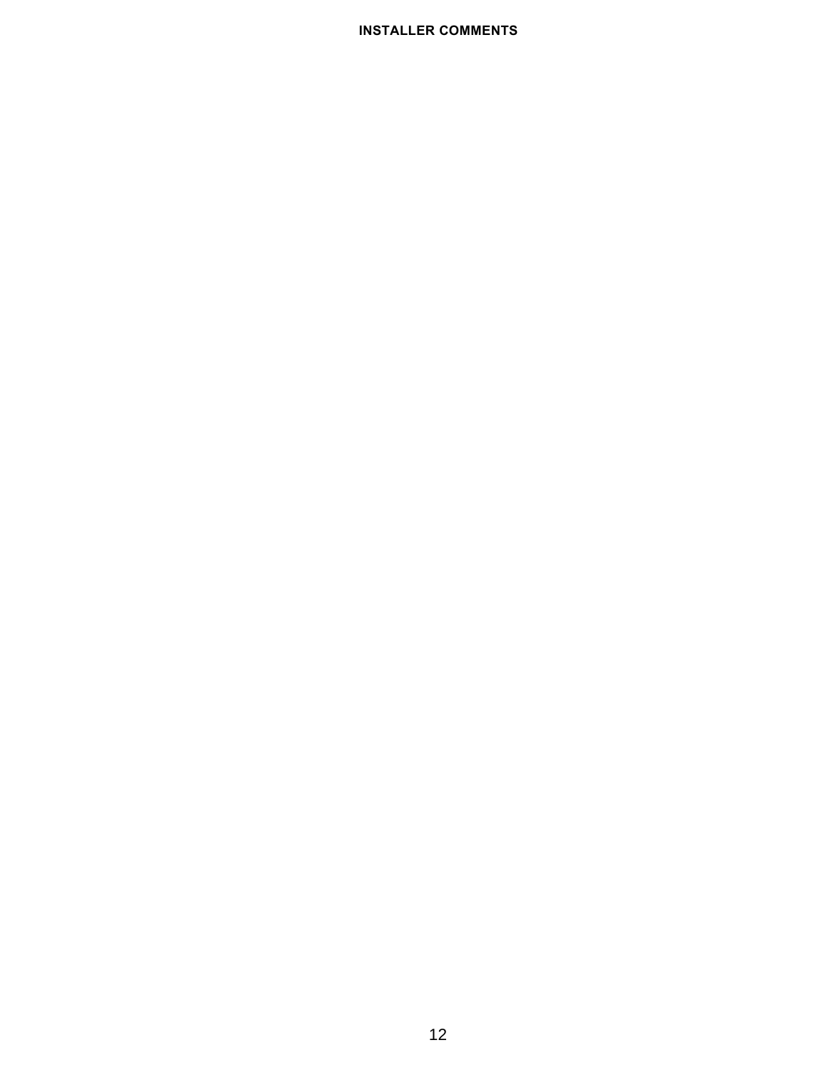**INSTALLER COMMENTS**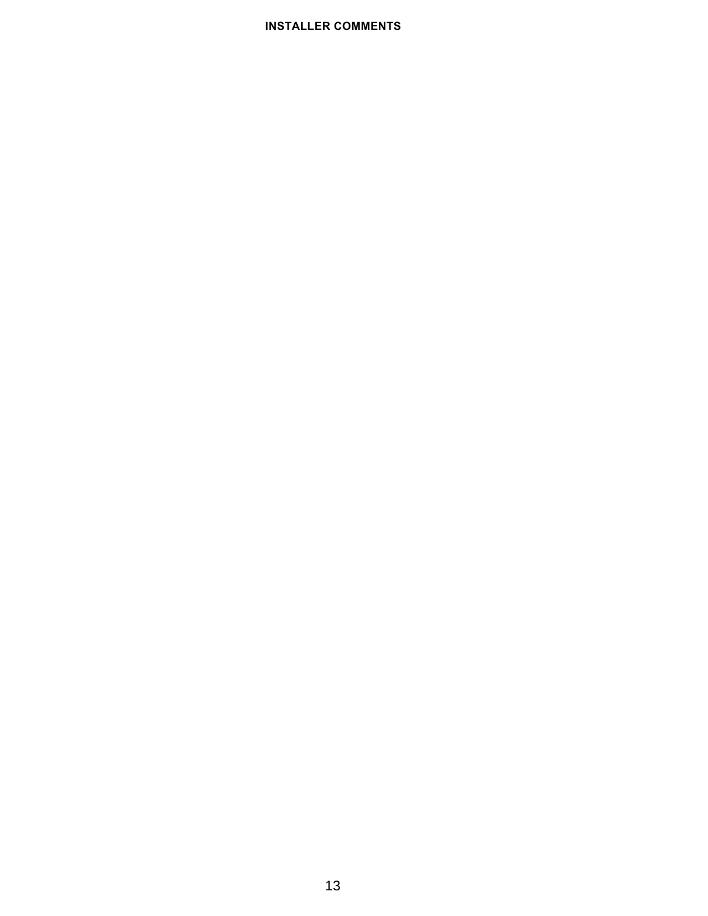**INSTALLER COMMENTS**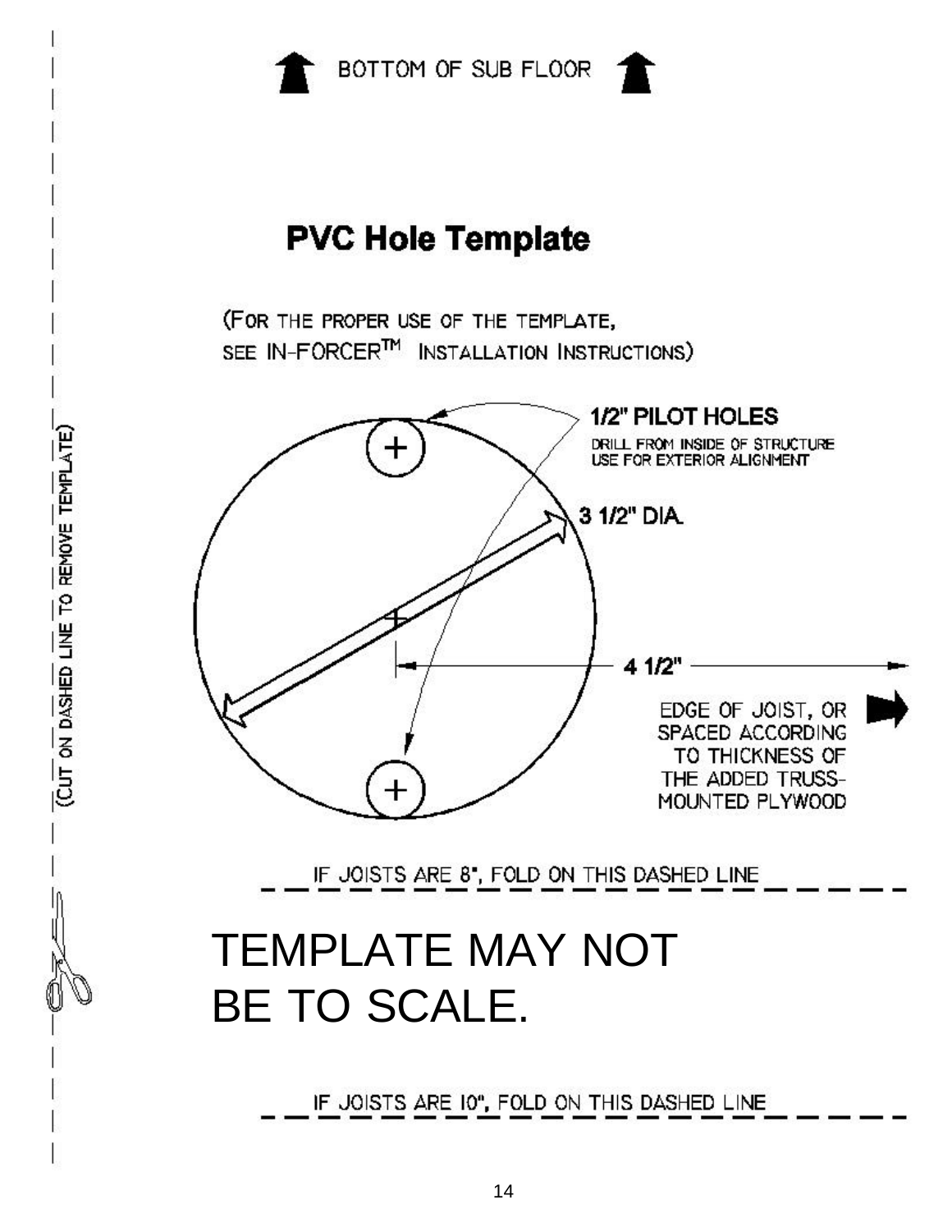BOTTOM OF SUB FLOOR

# PVC Hole Template

(FOR THE PROPER USE OF THE TEMPLATE, SEE IN-FORCER™ INSTALLATION INSTRUCTIONS)

**1/2" PILOT HOLES**

DRILL FROM INSIDE OF STRUCTURE
USE FOR EXTERIOR ALIGNMENT

**3 1/2" DIA.**

**4 1/2"**

EDGE OF JOIST, OR SPACED ACCORDING TO THICKNESS OF THE ADDED TRUSS-MOUNTED PLYWOOD

(CUT ON DASHED LINE TO REMOVE TEMPLATE)

IF JOISTS ARE 8", FOLD ON THIS DASHED LINE

TEMPLATE MAY NOT BE TO SCALE.

IF JOISTS ARE 10", FOLD ON THIS DASHED LINE